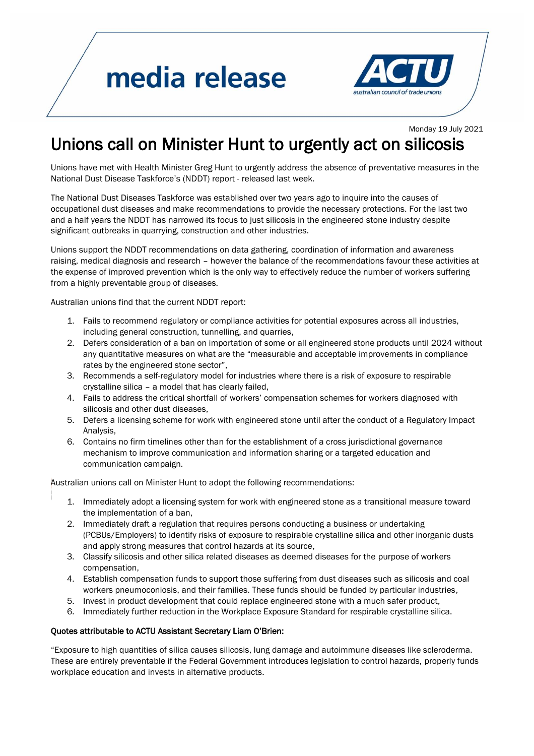media release

**ACTU** australian council of trade unions

Monday 19 July 2021

# Unions call on Minister Hunt to urgently act on silicosis

Unions have met with Health Minister Greg Hunt to urgently address the absence of preventative measures in the National Dust Disease Taskforce's (NDDT) report - released last week.

The National Dust Diseases Taskforce was established over two years ago to inquire into the causes of occupational dust diseases and make recommendations to provide the necessary protections. For the last two and a half years the NDDT has narrowed its focus to just silicosis in the engineered stone industry despite significant outbreaks in quarrying, construction and other industries.

Unions support the NDDT recommendations on data gathering, coordination of information and awareness raising, medical diagnosis and research – however the balance of the recommendations favour these activities at the expense of improved prevention which is the only way to effectively reduce the number of workers suffering from a highly preventable group of diseases.

Australian unions find that the current NDDT report:

1. Fails to recommend regulatory or compliance activities for potential exposures across all industries, including general construction, tunnelling, and quarries,
2. Defers consideration of a ban on importation of some or all engineered stone products until 2024 without any quantitative measures on what are the "measurable and acceptable improvements in compliance rates by the engineered stone sector",
3. Recommends a self-regulatory model for industries where there is a risk of exposure to respirable crystalline silica – a model that has clearly failed,
4. Fails to address the critical shortfall of workers' compensation schemes for workers diagnosed with silicosis and other dust diseases,
5. Defers a licensing scheme for work with engineered stone until after the conduct of a Regulatory Impact Analysis,
6. Contains no firm timelines other than for the establishment of a cross jurisdictional governance mechanism to improve communication and information sharing or a targeted education and communication campaign.

Australian unions call on Minister Hunt to adopt the following recommendations:

1. Immediately adopt a licensing system for work with engineered stone as a transitional measure toward the implementation of a ban,
2. Immediately draft a regulation that requires persons conducting a business or undertaking (PCBUs/Employers) to identify risks of exposure to respirable crystalline silica and other inorganic dusts and apply strong measures that control hazards at its source,
3. Classify silicosis and other silica related diseases as deemed diseases for the purpose of workers compensation,
4. Establish compensation funds to support those suffering from dust diseases such as silicosis and coal workers pneumoconiosis, and their families. These funds should be funded by particular industries,
5. Invest in product development that could replace engineered stone with a much safer product,
6. Immediately further reduction in the Workplace Exposure Standard for respirable crystalline silica.

**Quotes attributable to ACTU Assistant Secretary Liam O'Brien:**

"Exposure to high quantities of silica causes silicosis, lung damage and autoimmune diseases like scleroderma. These are entirely preventable if the Federal Government introduces legislation to control hazards, properly funds workplace education and invests in alternative products.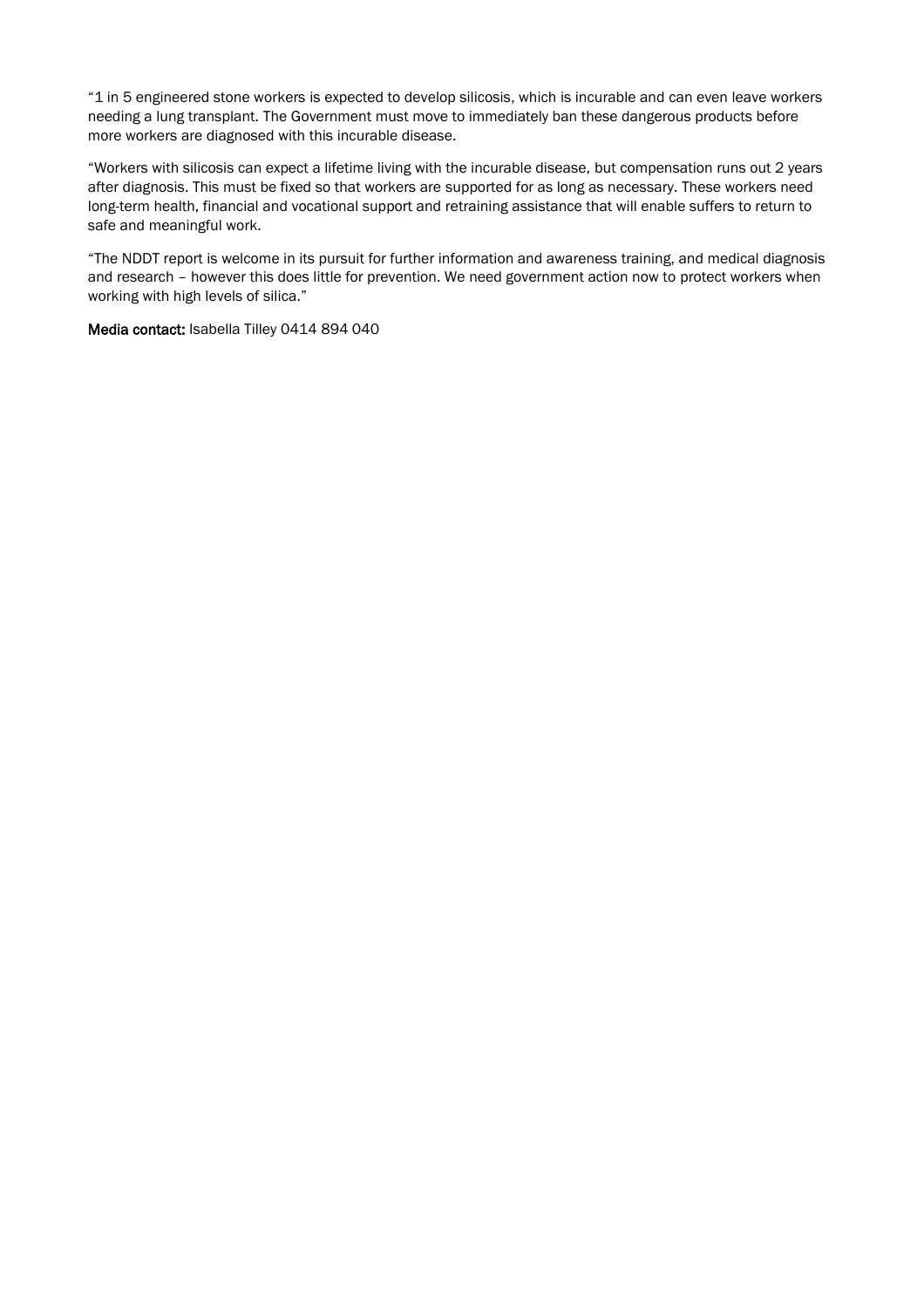"1 in 5 engineered stone workers is expected to develop silicosis, which is incurable and can even leave workers needing a lung transplant. The Government must move to immediately ban these dangerous products before more workers are diagnosed with this incurable disease.

"Workers with silicosis can expect a lifetime living with the incurable disease, but compensation runs out 2 years after diagnosis. This must be fixed so that workers are supported for as long as necessary. These workers need long-term health, financial and vocational support and retraining assistance that will enable suffers to return to safe and meaningful work.

"The NDDT report is welcome in its pursuit for further information and awareness training, and medical diagnosis and research – however this does little for prevention. We need government action now to protect workers when working with high levels of silica."

**Media contact:** Isabella Tilley 0414 894 040